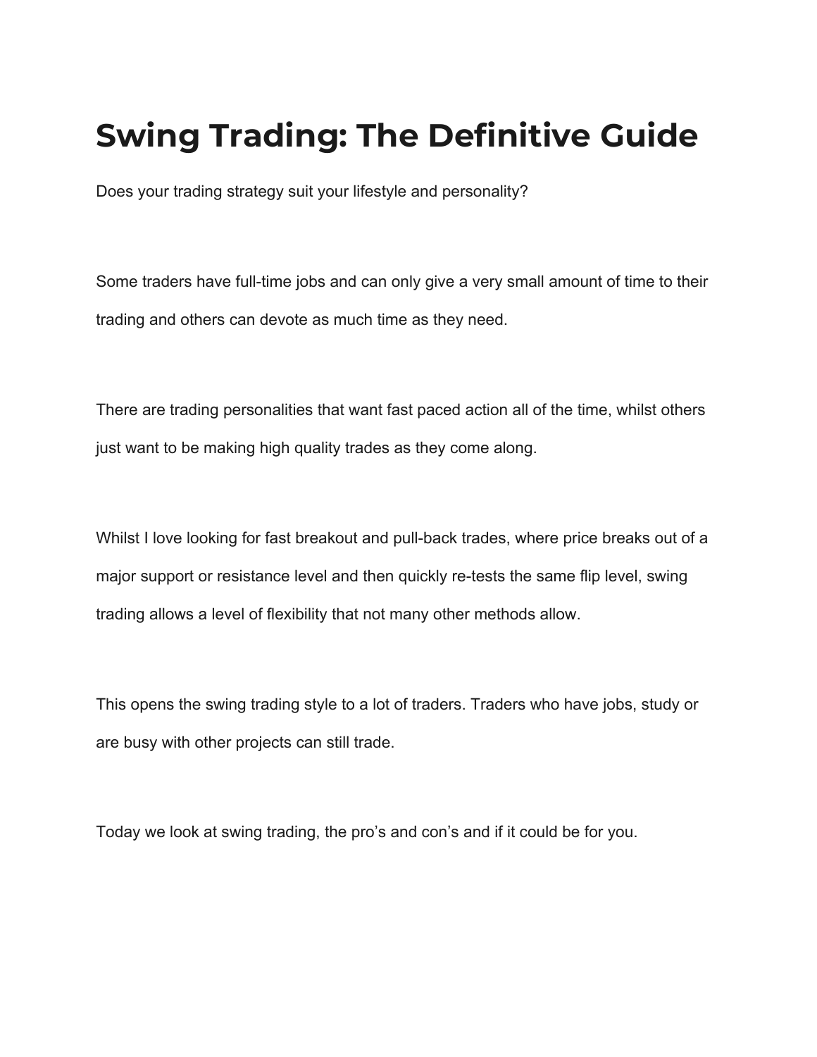# Swing Trading: The Definitive Guide

Does your trading strategy suit your lifestyle and personality?

Some traders have full-time jobs and can only give a very small amount of time to their trading and others can devote as much time as they need.

There are trading personalities that want fast paced action all of the time, whilst others just want to be making high quality trades as they come along.

Whilst I love looking for fast breakout and pull-back trades, where price breaks out of a major support or resistance level and then quickly re-tests the same flip level, swing trading allows a level of flexibility that not many other methods allow.

This opens the swing trading style to a lot of traders. Traders who have jobs, study or are busy with other projects can still trade.

Today we look at swing trading, the pro's and con's and if it could be for you.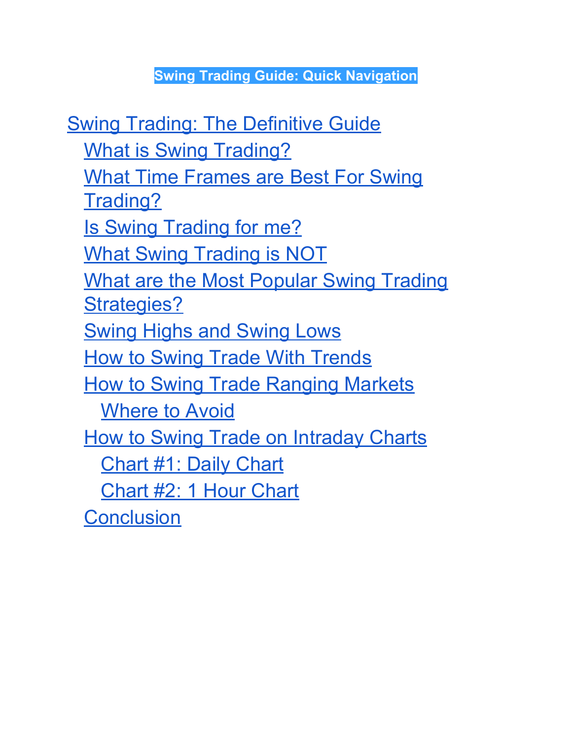**Swing Trading Guide: Quick Navigation**

- Swing Trading: The Definitive Guide
  - What is Swing Trading?
  - What Time Frames are Best For Swing Trading?
  - Is Swing Trading for me?
  - What Swing Trading is NOT
  - What are the Most Popular Swing Trading Strategies?
  - Swing Highs and Swing Lows
  - How to Swing Trade With Trends
  - How to Swing Trade Ranging Markets
    - Where to Avoid
  - How to Swing Trade on Intraday Charts
    - Chart #1: Daily Chart
    - Chart #2: 1 Hour Chart
  - Conclusion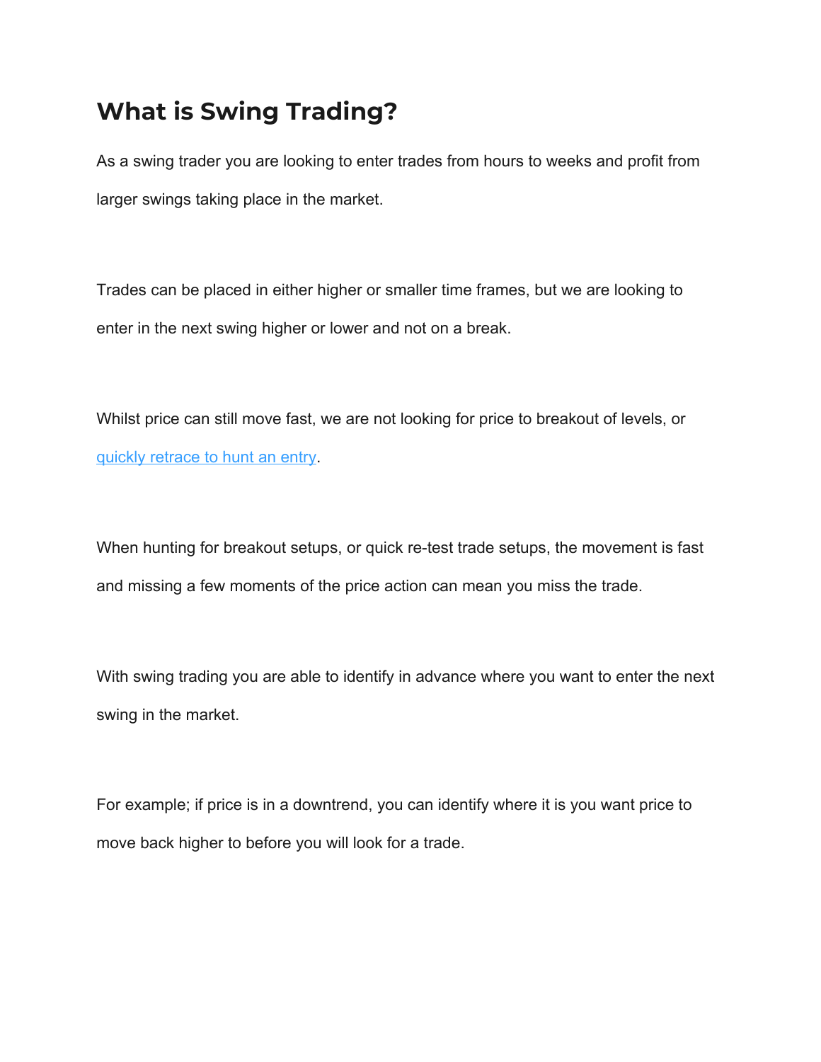# What is Swing Trading?

As a swing trader you are looking to enter trades from hours to weeks and profit from larger swings taking place in the market.

Trades can be placed in either higher or smaller time frames, but we are looking to enter in the next swing higher or lower and not on a break.

Whilst price can still move fast, we are not looking for price to breakout of levels, or quickly retrace to hunt an entry.

When hunting for breakout setups, or quick re-test trade setups, the movement is fast and missing a few moments of the price action can mean you miss the trade.

With swing trading you are able to identify in advance where you want to enter the next swing in the market.

For example; if price is in a downtrend, you can identify where it is you want price to move back higher to before you will look for a trade.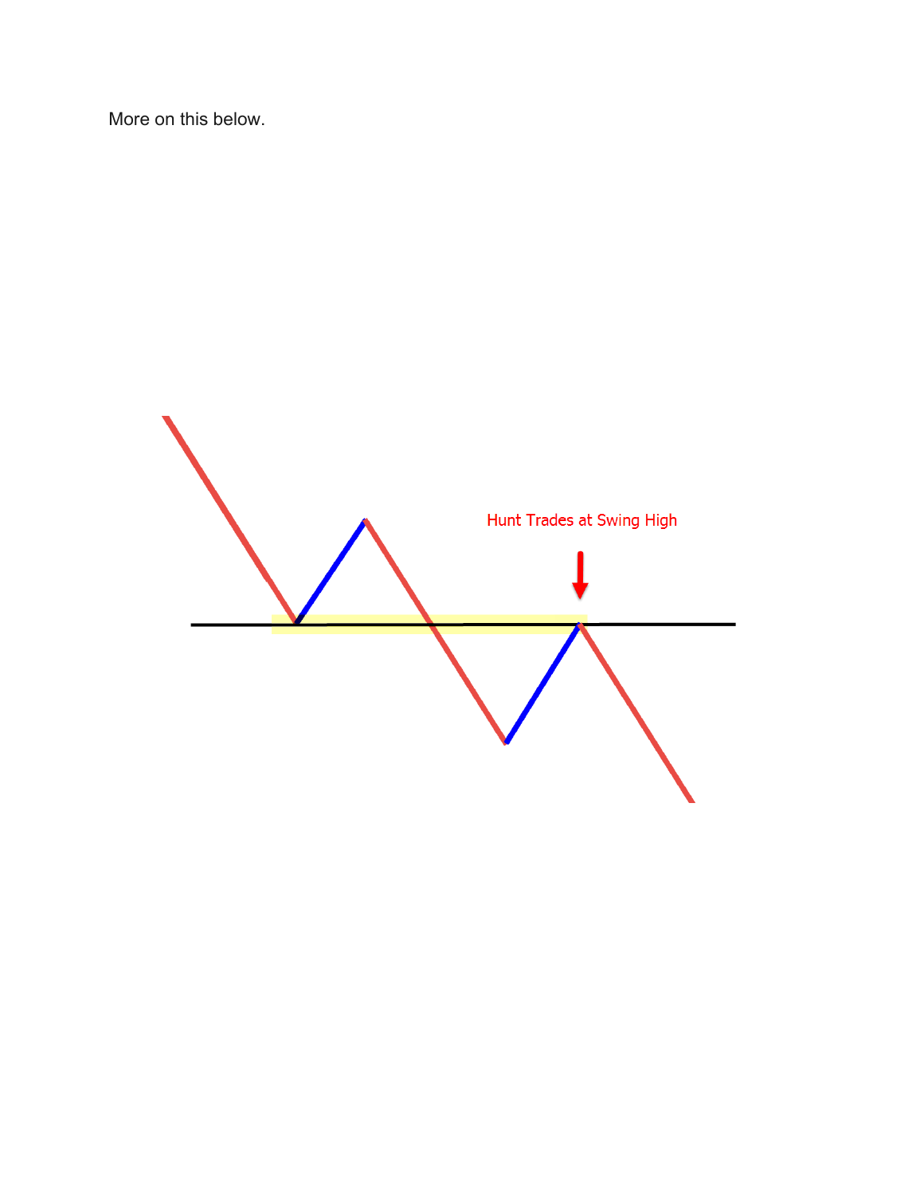More on this below.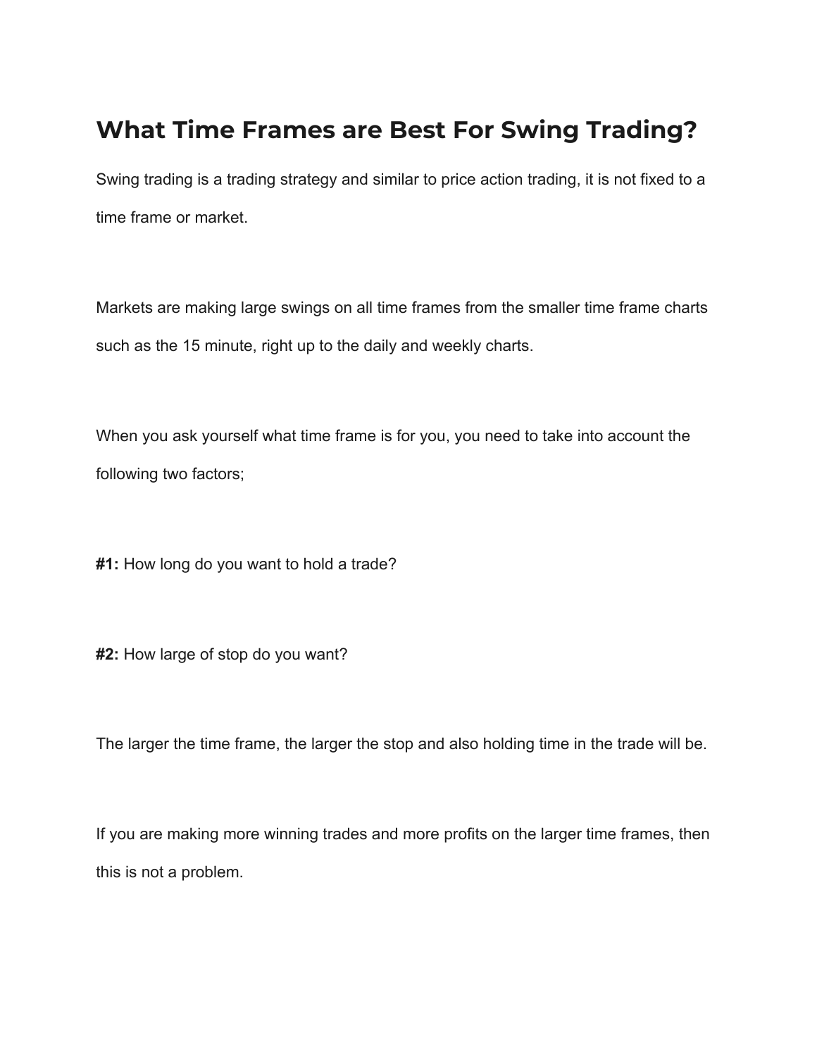# What Time Frames are Best For Swing Trading?

Swing trading is a trading strategy and similar to price action trading, it is not fixed to a time frame or market.

Markets are making large swings on all time frames from the smaller time frame charts such as the 15 minute, right up to the daily and weekly charts.

When you ask yourself what time frame is for you, you need to take into account the following two factors;

**#1:** How long do you want to hold a trade?

**#2:** How large of stop do you want?

The larger the time frame, the larger the stop and also holding time in the trade will be.

If you are making more winning trades and more profits on the larger time frames, then this is not a problem.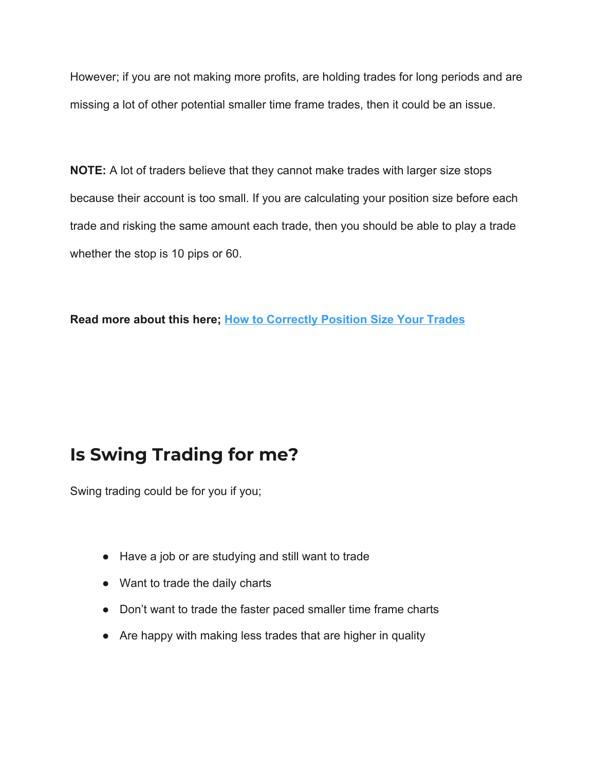However; if you are not making more profits, are holding trades for long periods and are missing a lot of other potential smaller time frame trades, then it could be an issue.

**NOTE:** A lot of traders believe that they cannot make trades with larger size stops because their account is too small. If you are calculating your position size before each trade and risking the same amount each trade, then you should be able to play a trade whether the stop is 10 pips or 60.

**Read more about this here; [How to Correctly Position Size Your Trades]()**

## Is Swing Trading for me?

Swing trading could be for you if you;

- Have a job or are studying and still want to trade
- Want to trade the daily charts
- Don't want to trade the faster paced smaller time frame charts
- Are happy with making less trades that are higher in quality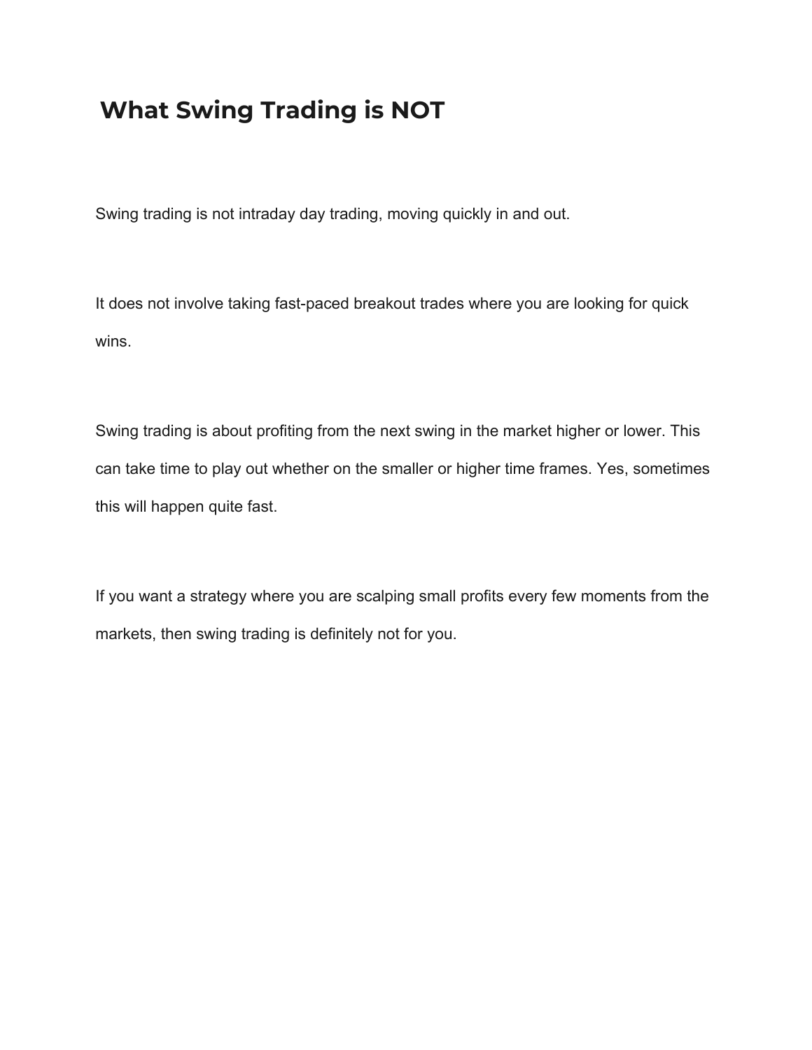## What Swing Trading is NOT

Swing trading is not intraday day trading, moving quickly in and out.

It does not involve taking fast-paced breakout trades where you are looking for quick wins.

Swing trading is about profiting from the next swing in the market higher or lower. This can take time to play out whether on the smaller or higher time frames. Yes, sometimes this will happen quite fast.

If you want a strategy where you are scalping small profits every few moments from the markets, then swing trading is definitely not for you.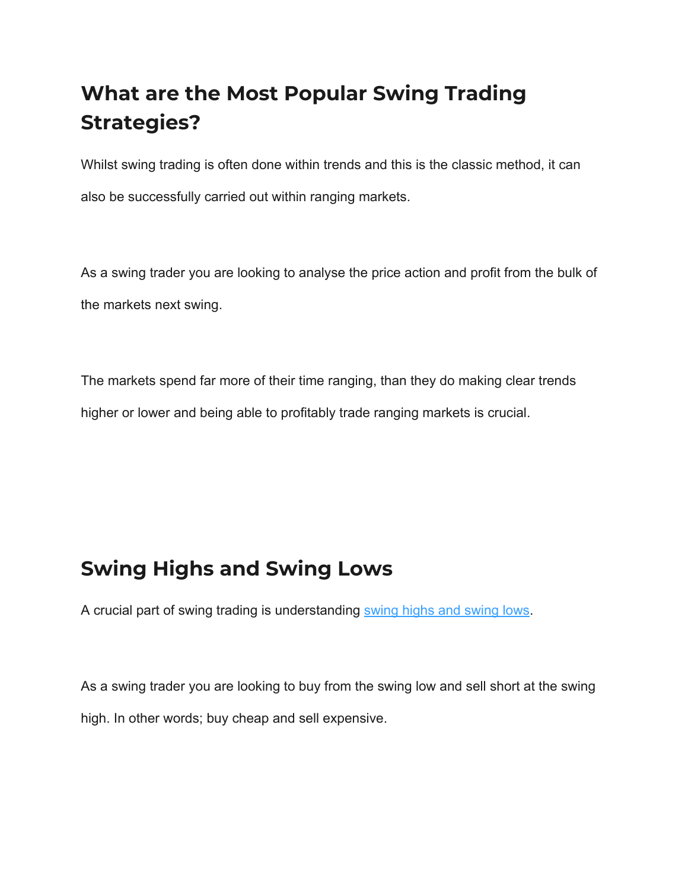## What are the Most Popular Swing Trading Strategies?

Whilst swing trading is often done within trends and this is the classic method, it can also be successfully carried out within ranging markets.

As a swing trader you are looking to analyse the price action and profit from the bulk of the markets next swing.

The markets spend far more of their time ranging, than they do making clear trends higher or lower and being able to profitably trade ranging markets is crucial.

## Swing Highs and Swing Lows

A crucial part of swing trading is understanding [swing highs and swing lows](swing highs and swing lows).

As a swing trader you are looking to buy from the swing low and sell short at the swing high. In other words; buy cheap and sell expensive.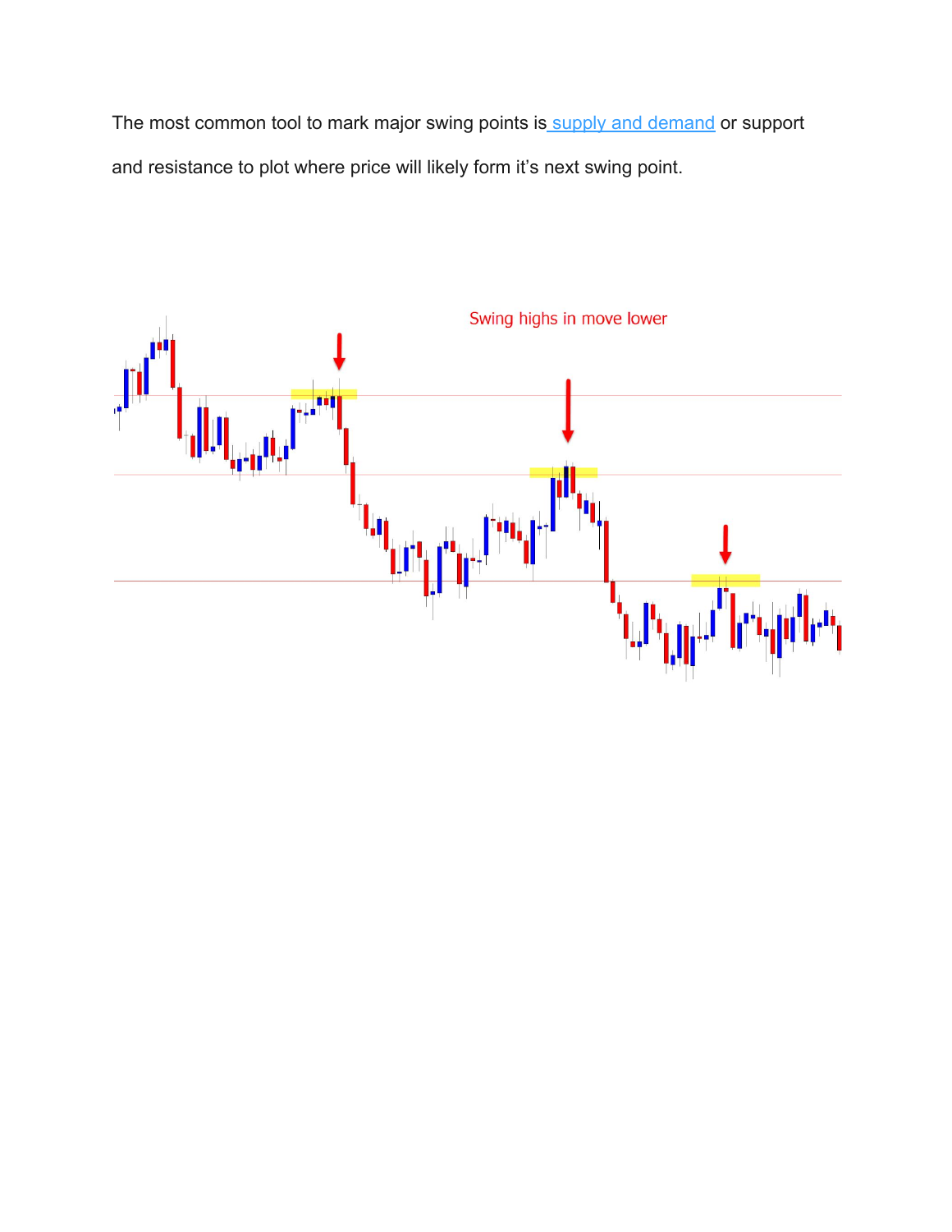The most common tool to mark major swing points is [supply and demand] or support and resistance to plot where price will likely form it's next swing point.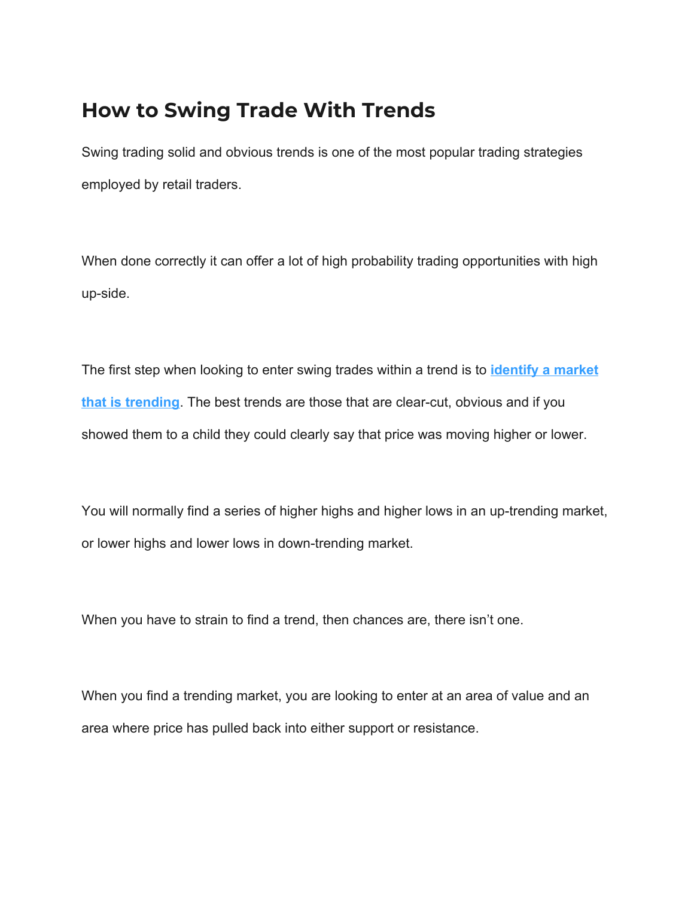# How to Swing Trade With Trends

Swing trading solid and obvious trends is one of the most popular trading strategies employed by retail traders.

When done correctly it can offer a lot of high probability trading opportunities with high up-side.

The first step when looking to enter swing trades within a trend is to **identify a market that is trending**. The best trends are those that are clear-cut, obvious and if you showed them to a child they could clearly say that price was moving higher or lower.

You will normally find a series of higher highs and higher lows in an up-trending market, or lower highs and lower lows in down-trending market.

When you have to strain to find a trend, then chances are, there isn't one.

When you find a trending market, you are looking to enter at an area of value and an area where price has pulled back into either support or resistance.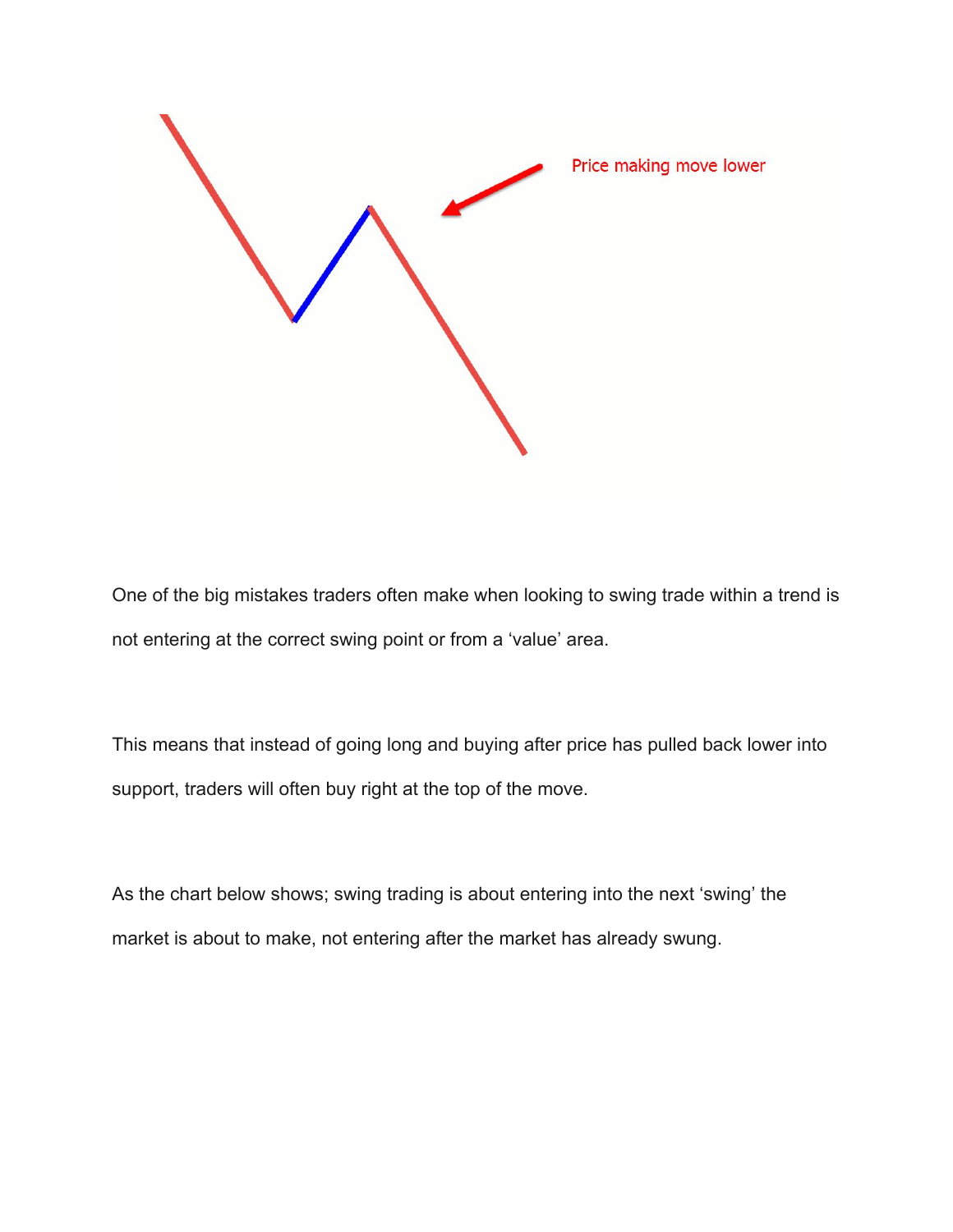One of the big mistakes traders often make when looking to swing trade within a trend is not entering at the correct swing point or from a 'value' area.

This means that instead of going long and buying after price has pulled back lower into support, traders will often buy right at the top of the move.

As the chart below shows; swing trading is about entering into the next 'swing' the market is about to make, not entering after the market has already swung.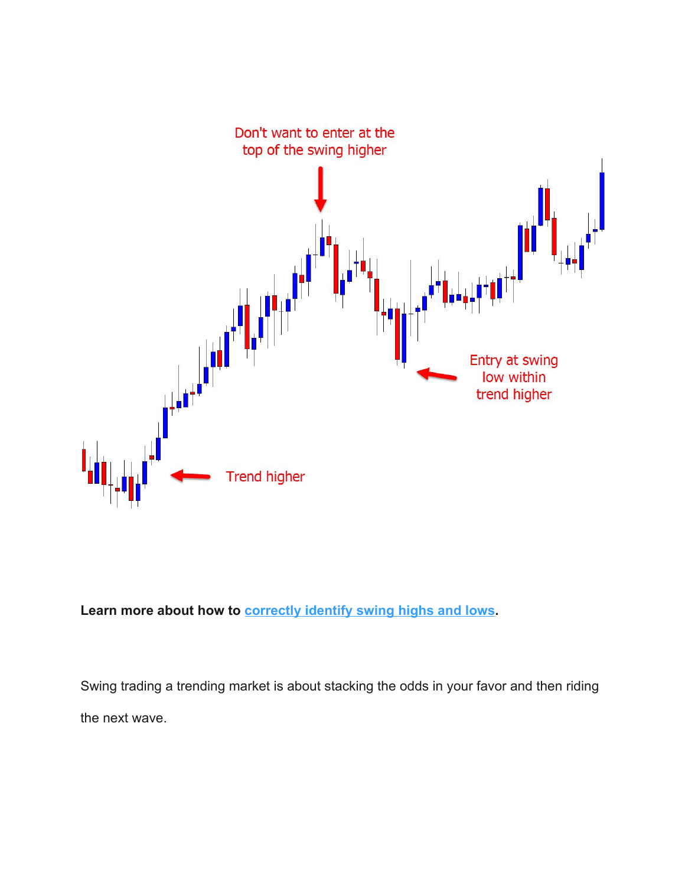**Learn more about how to correctly identify swing highs and lows.**

Swing trading a trending market is about stacking the odds in your favor and then riding the next wave.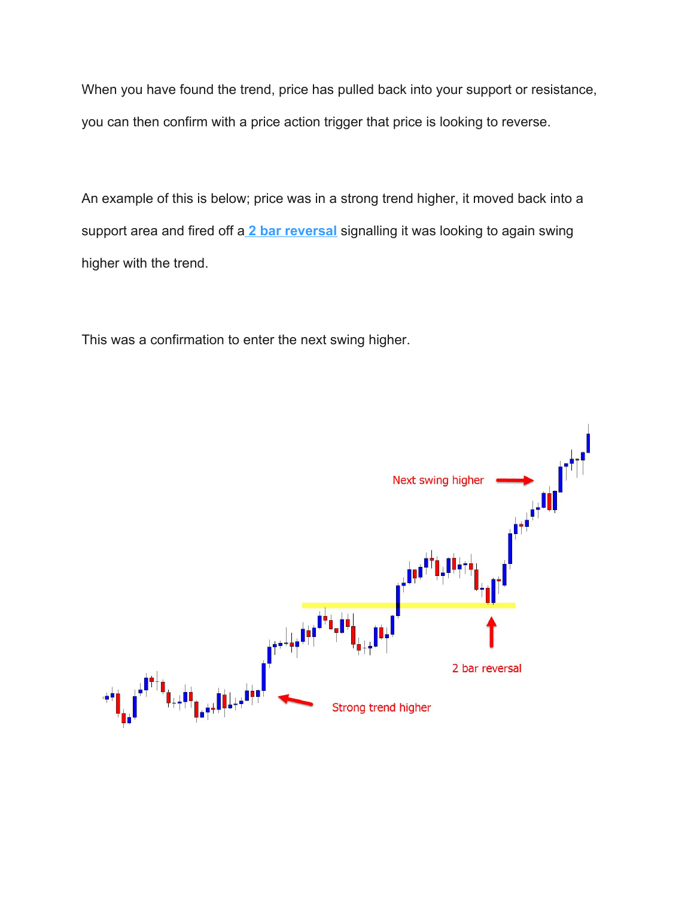When you have found the trend, price has pulled back into your support or resistance, you can then confirm with a price action trigger that price is looking to reverse.

An example of this is below; price was in a strong trend higher, it moved back into a support area and fired off a **2 bar reversal** signalling it was looking to again swing higher with the trend.

This was a confirmation to enter the next swing higher.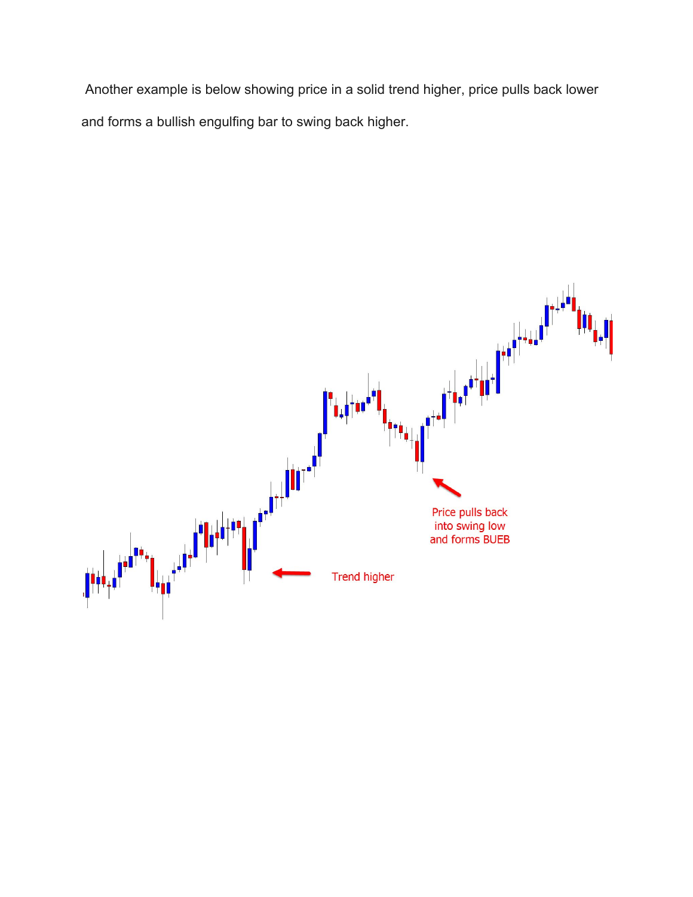Another example is below showing price in a solid trend higher, price pulls back lower and forms a bullish engulfing bar to swing back higher.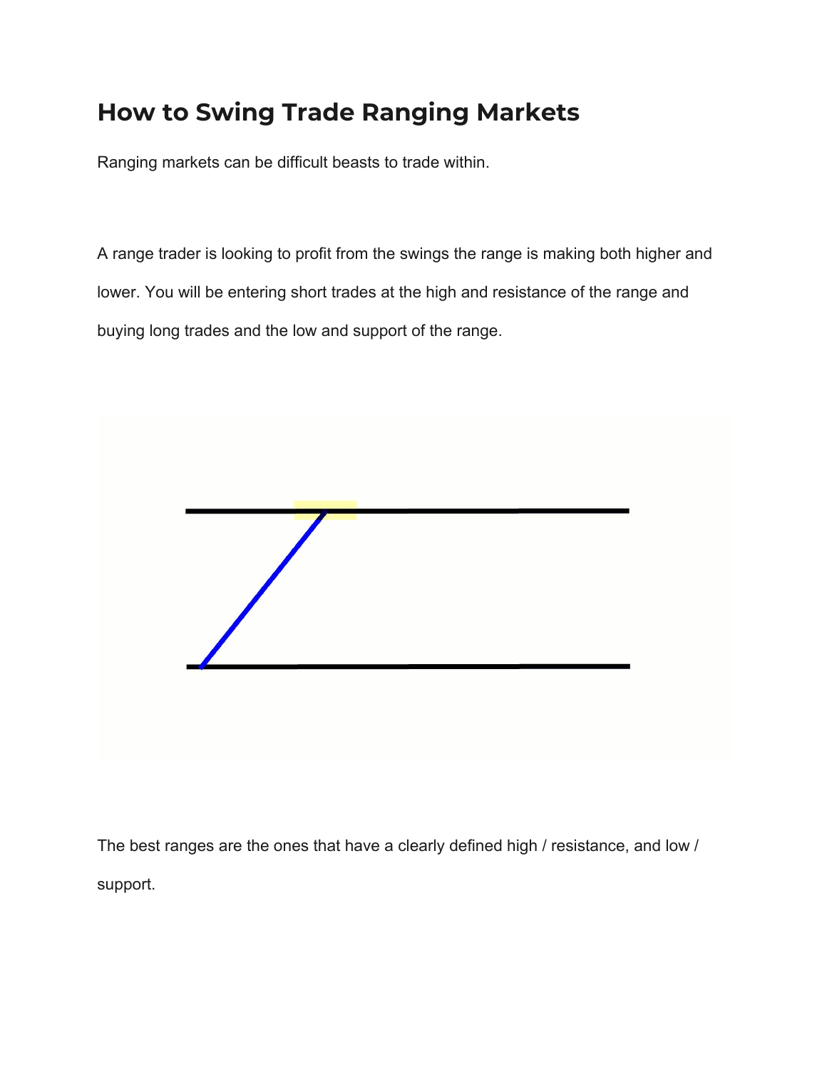# How to Swing Trade Ranging Markets

Ranging markets can be difficult beasts to trade within.

A range trader is looking to profit from the swings the range is making both higher and lower. You will be entering short trades at the high and resistance of the range and buying long trades and the low and support of the range.

The best ranges are the ones that have a clearly defined high / resistance, and low / support.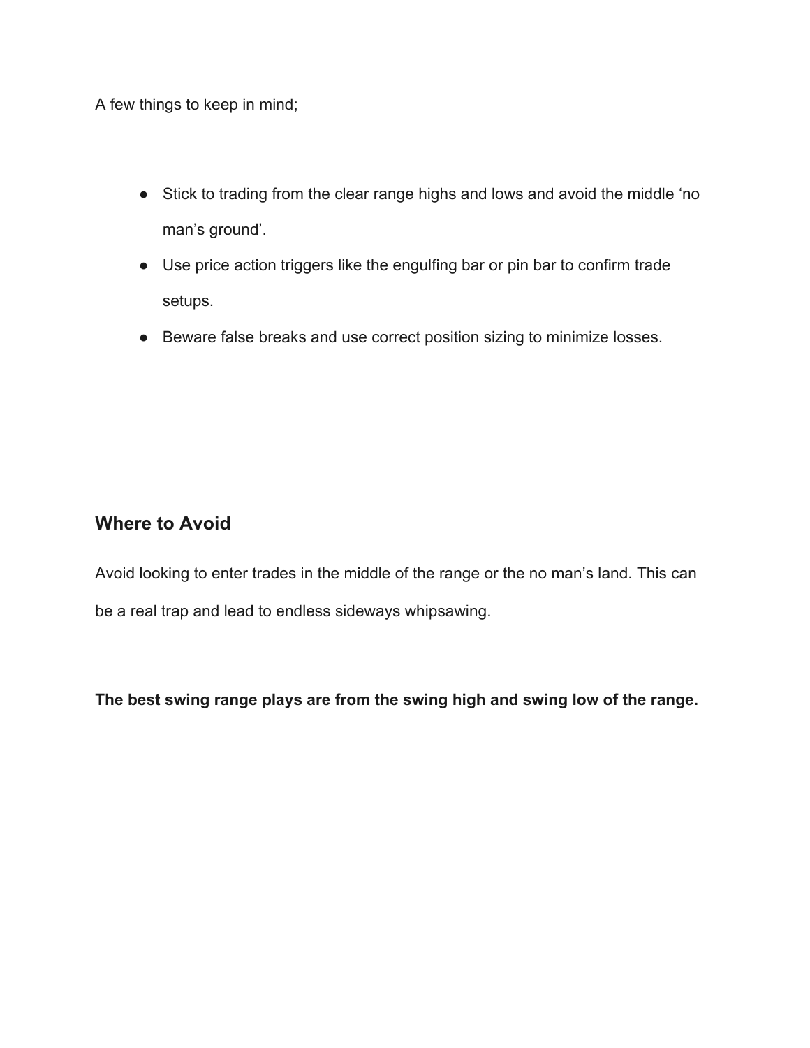A few things to keep in mind;

- Stick to trading from the clear range highs and lows and avoid the middle ‘no man’s ground’.
- Use price action triggers like the engulfing bar or pin bar to confirm trade setups.
- Beware false breaks and use correct position sizing to minimize losses.

## Where to Avoid

Avoid looking to enter trades in the middle of the range or the no man’s land. This can be a real trap and lead to endless sideways whipsawing.

**The best swing range plays are from the swing high and swing low of the range.**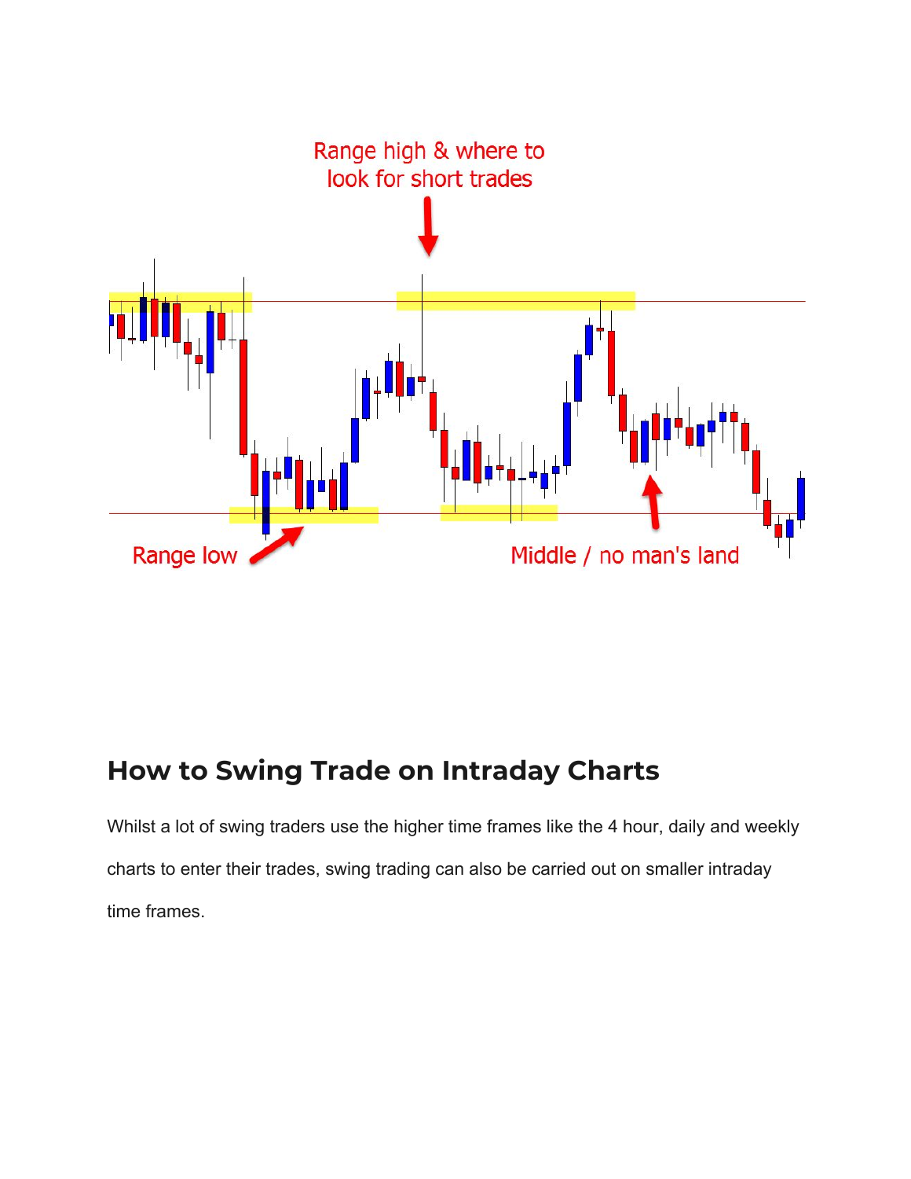## How to Swing Trade on Intraday Charts

Whilst a lot of swing traders use the higher time frames like the 4 hour, daily and weekly charts to enter their trades, swing trading can also be carried out on smaller intraday time frames.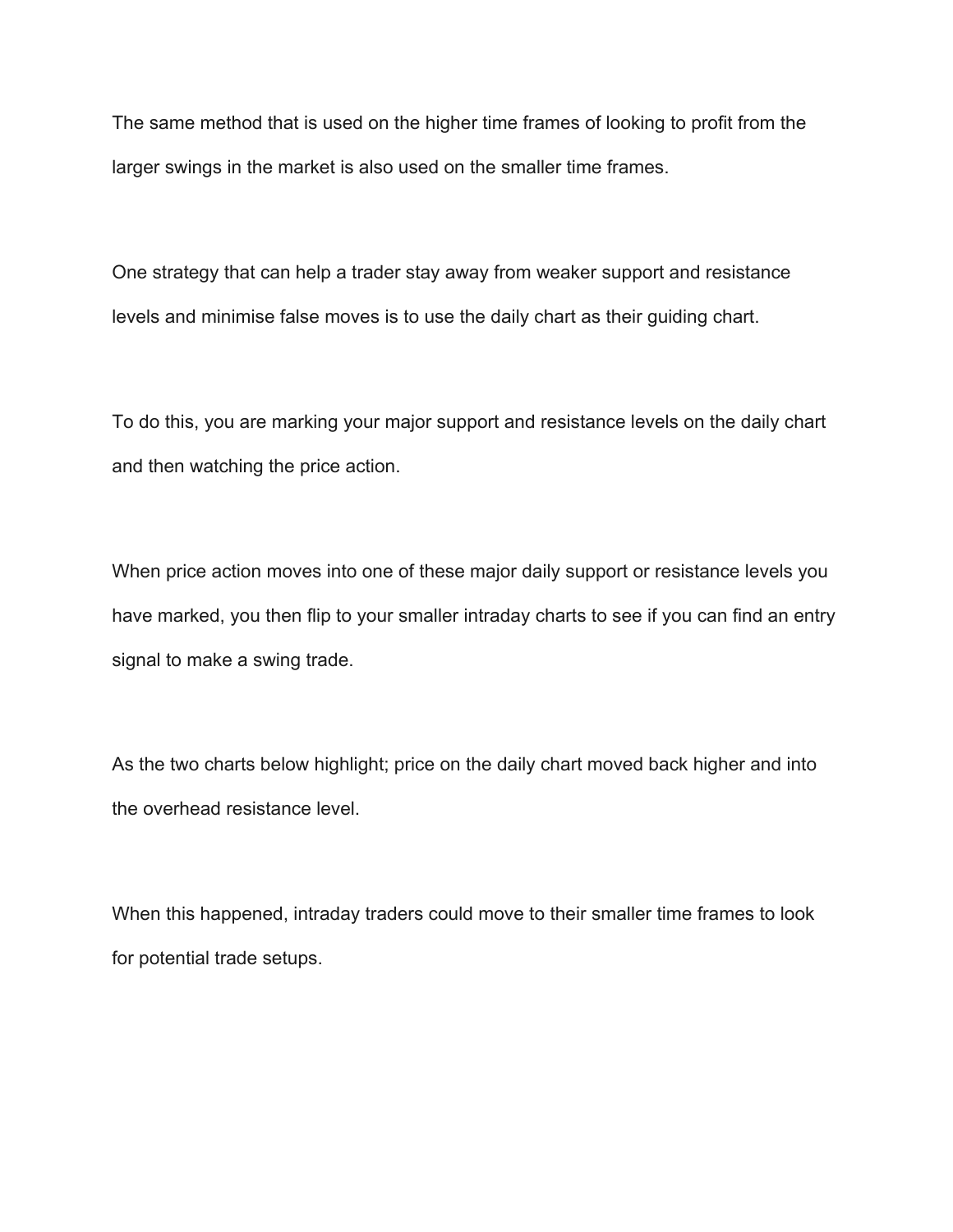The same method that is used on the higher time frames of looking to profit from the larger swings in the market is also used on the smaller time frames.

One strategy that can help a trader stay away from weaker support and resistance levels and minimise false moves is to use the daily chart as their guiding chart.

To do this, you are marking your major support and resistance levels on the daily chart and then watching the price action.

When price action moves into one of these major daily support or resistance levels you have marked, you then flip to your smaller intraday charts to see if you can find an entry signal to make a swing trade.

As the two charts below highlight; price on the daily chart moved back higher and into the overhead resistance level.

When this happened, intraday traders could move to their smaller time frames to look for potential trade setups.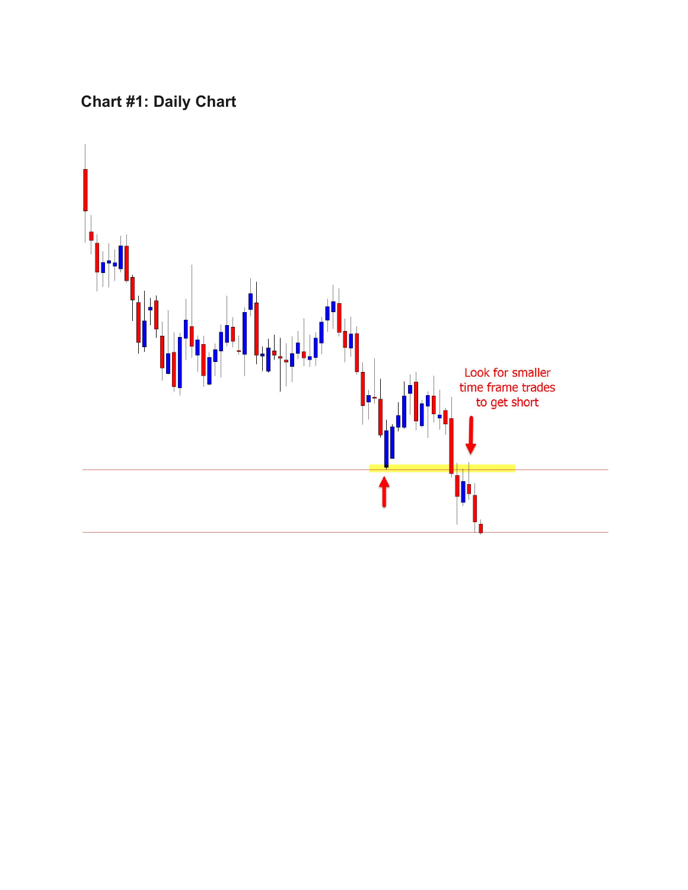## Chart #1: Daily Chart

Look for smaller time frame trades to get short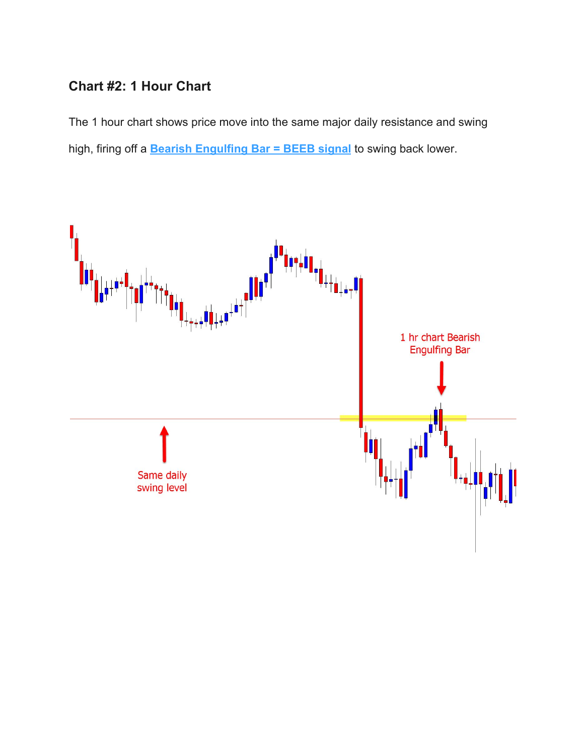### Chart #2: 1 Hour Chart

The 1 hour chart shows price move into the same major daily resistance and swing high, firing off a **Bearish Engulfing Bar = BEEB signal** to swing back lower.

1 hr chart Bearish Engulfing Bar

Same daily swing level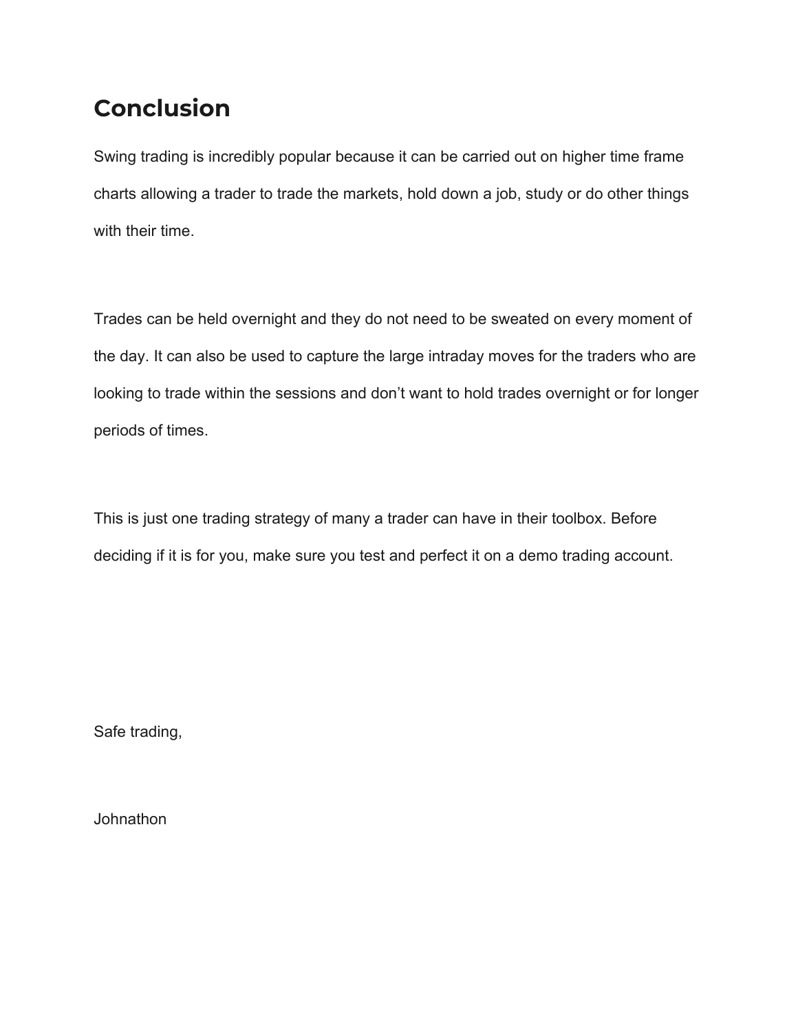# Conclusion

Swing trading is incredibly popular because it can be carried out on higher time frame charts allowing a trader to trade the markets, hold down a job, study or do other things with their time.

Trades can be held overnight and they do not need to be sweated on every moment of the day. It can also be used to capture the large intraday moves for the traders who are looking to trade within the sessions and don't want to hold trades overnight or for longer periods of times.

This is just one trading strategy of many a trader can have in their toolbox. Before deciding if it is for you, make sure you test and perfect it on a demo trading account.

Safe trading,

Johnathon